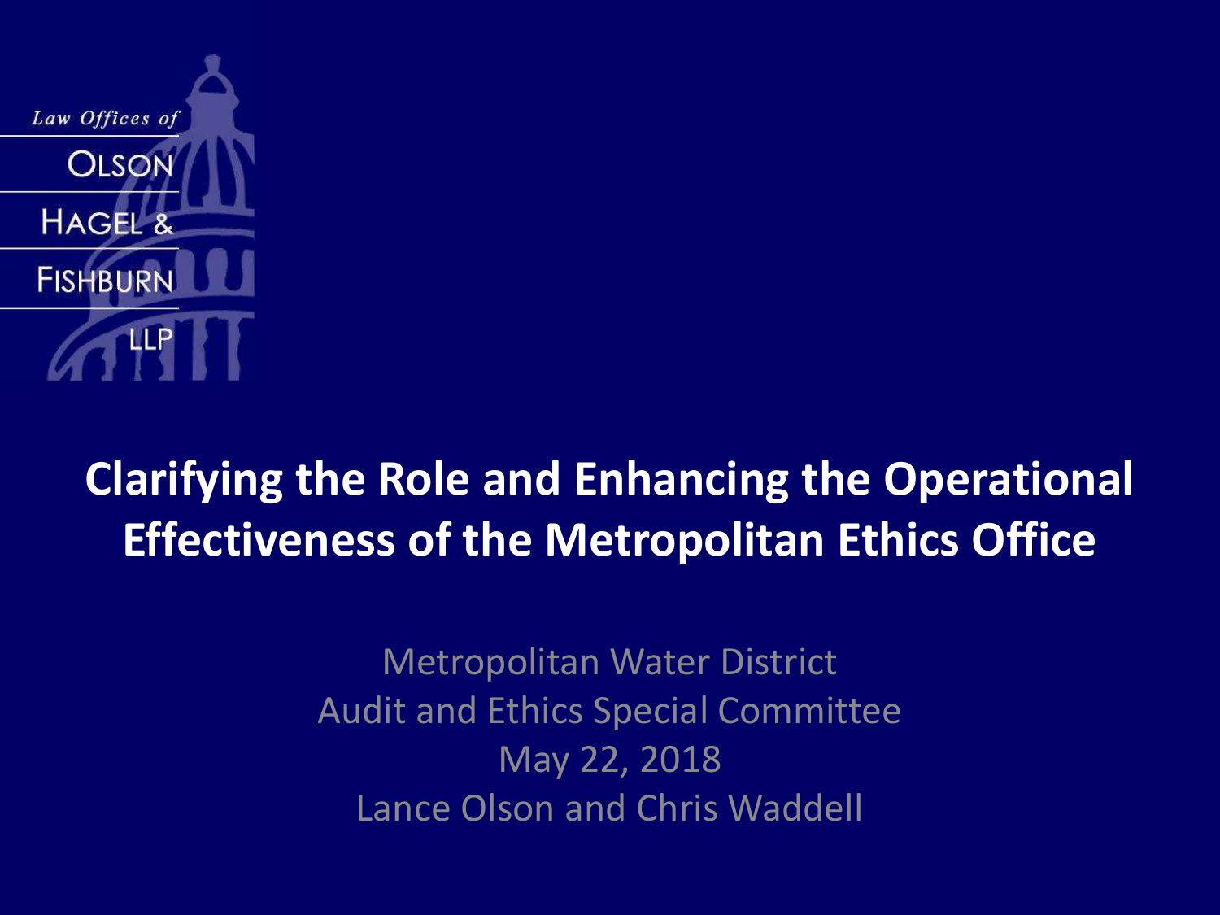Law Offices of
OLSON
HAGEL &
FISHBURN
LLP

# Clarifying the Role and Enhancing the Operational Effectiveness of the Metropolitan Ethics Office

Metropolitan Water District
Audit and Ethics Special Committee
May 22, 2018
Lance Olson and Chris Waddell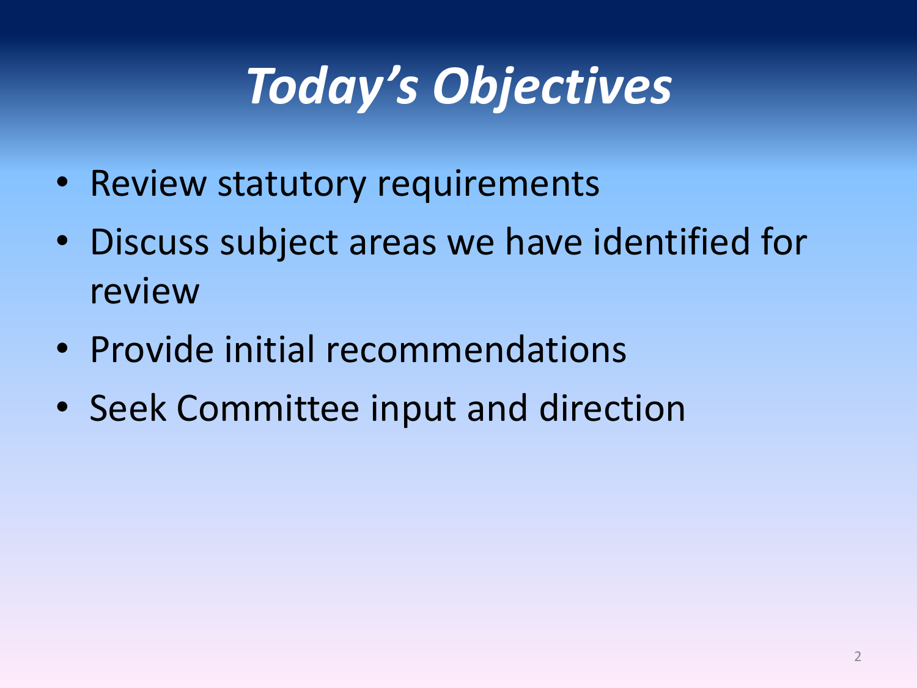# *Today's Objectives*

- Review statutory requirements
- Discuss subject areas we have identified for review
- Provide initial recommendations
- Seek Committee input and direction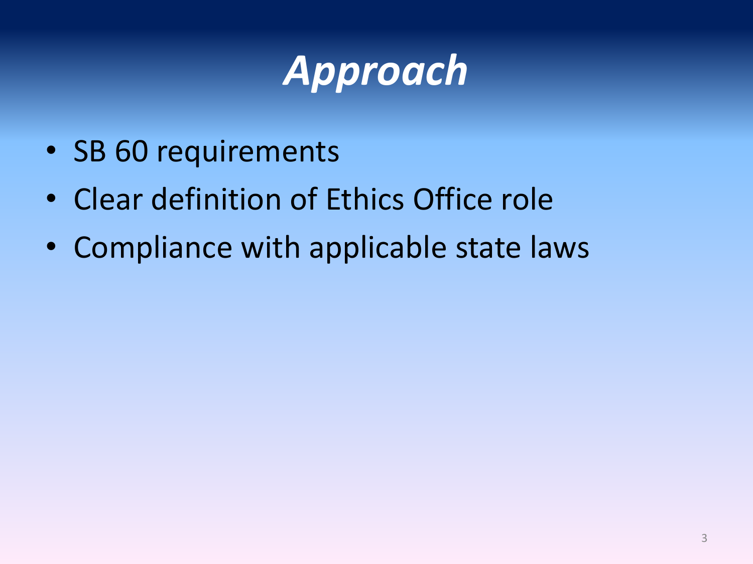# *Approach*

- SB 60 requirements
- Clear definition of Ethics Office role
- Compliance with applicable state laws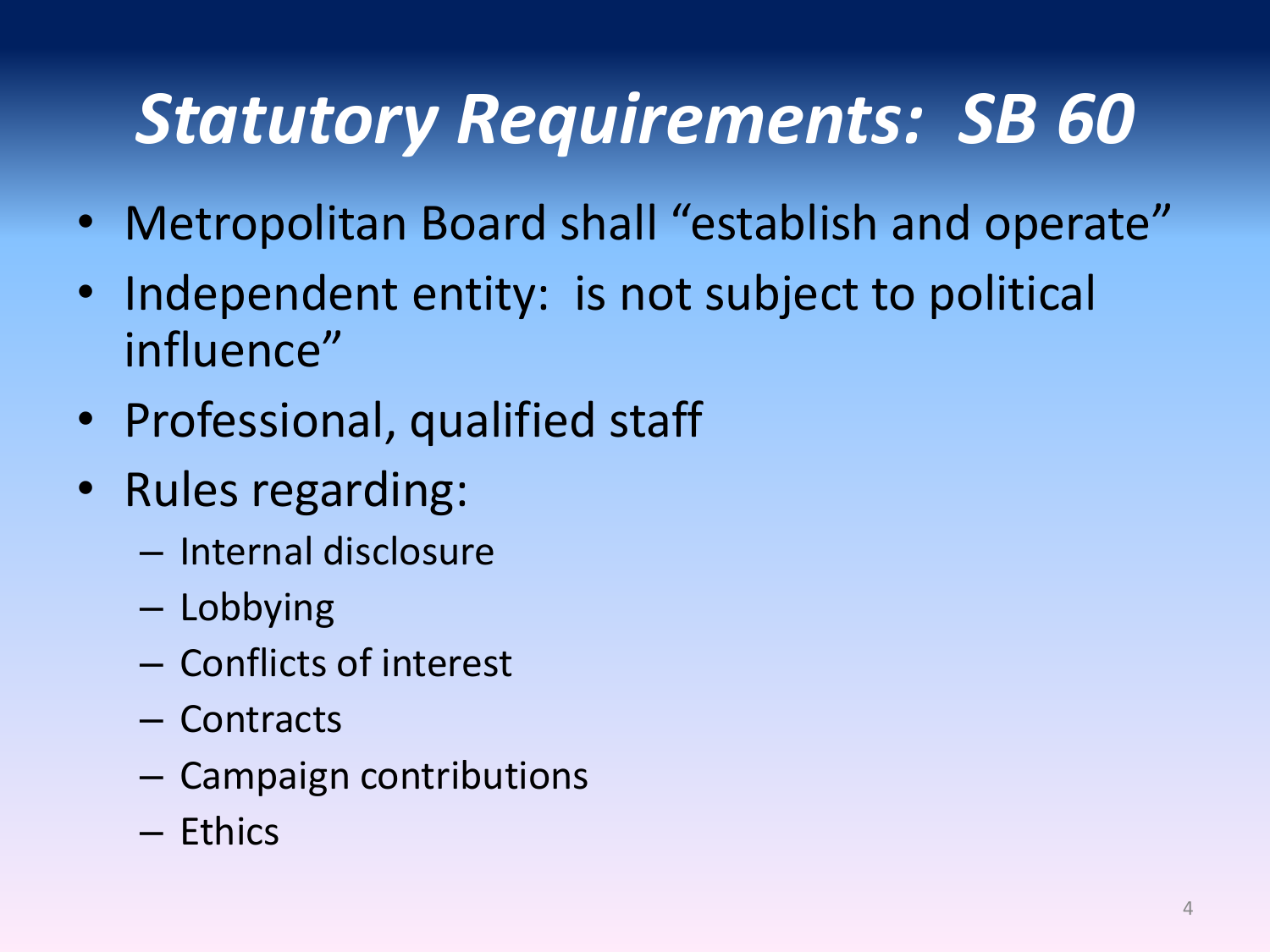# *Statutory Requirements: SB 60*

- Metropolitan Board shall "establish and operate"
- Independent entity: is not subject to political influence"
- Professional, qualified staff
- Rules regarding:
  - Internal disclosure
  - Lobbying
  - Conflicts of interest
  - Contracts
  - Campaign contributions
  - Ethics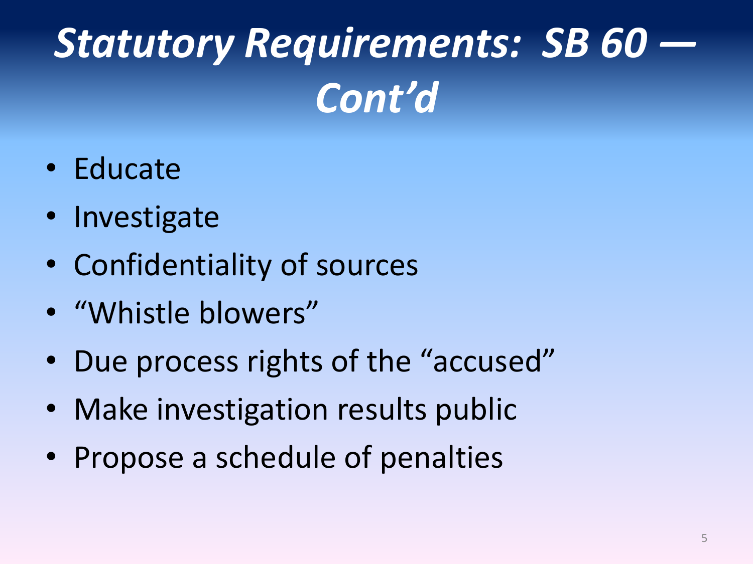# *Statutory Requirements: SB 60 — Cont'd*

- Educate
- Investigate
- Confidentiality of sources
- "Whistle blowers"
- Due process rights of the "accused"
- Make investigation results public
- Propose a schedule of penalties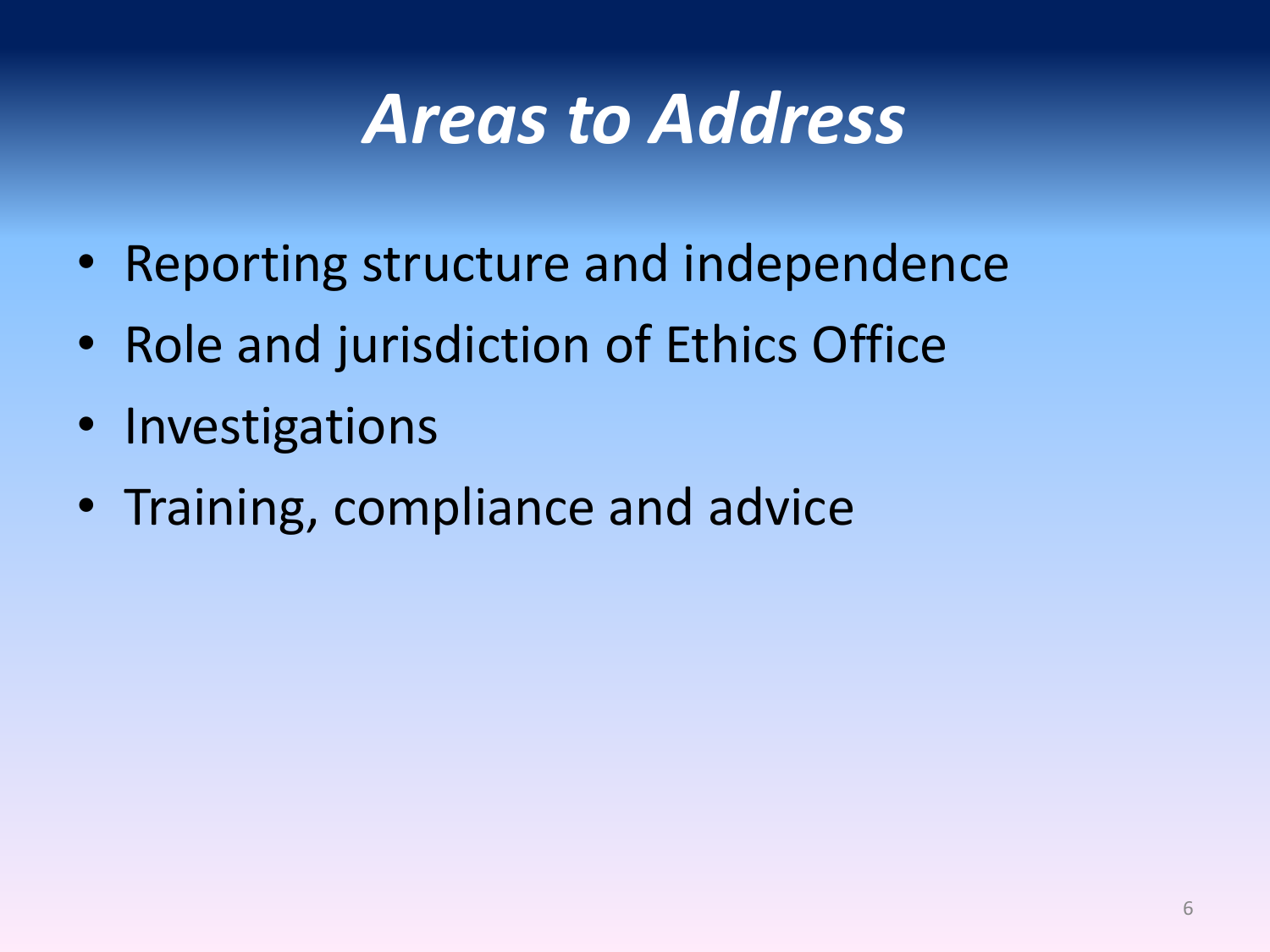# *Areas to Address*

- Reporting structure and independence
- Role and jurisdiction of Ethics Office
- Investigations
- Training, compliance and advice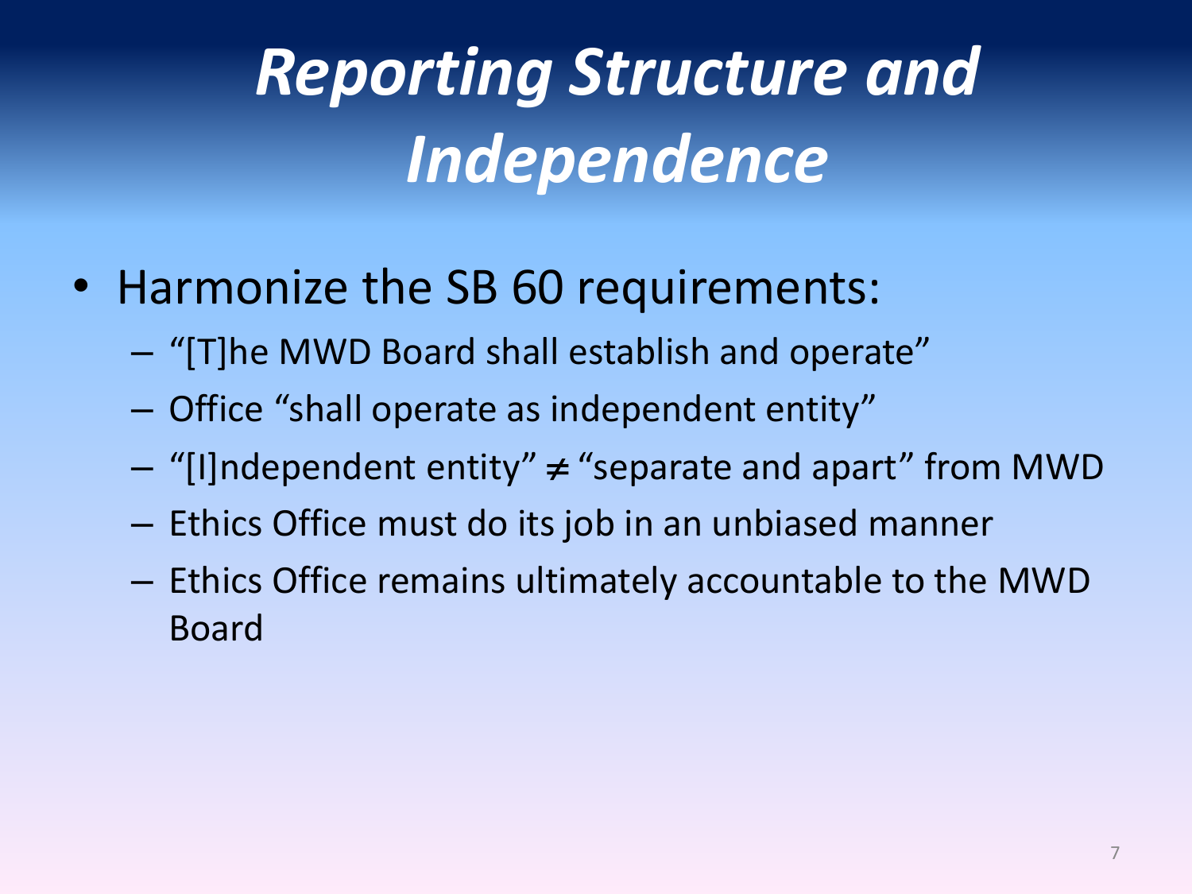# *Reporting Structure and Independence*

- Harmonize the SB 60 requirements:
  - "[T]he MWD Board shall establish and operate"
  - Office "shall operate as independent entity"
  - "[I]ndependent entity" ≠ "separate and apart" from MWD
  - Ethics Office must do its job in an unbiased manner
  - Ethics Office remains ultimately accountable to the MWD Board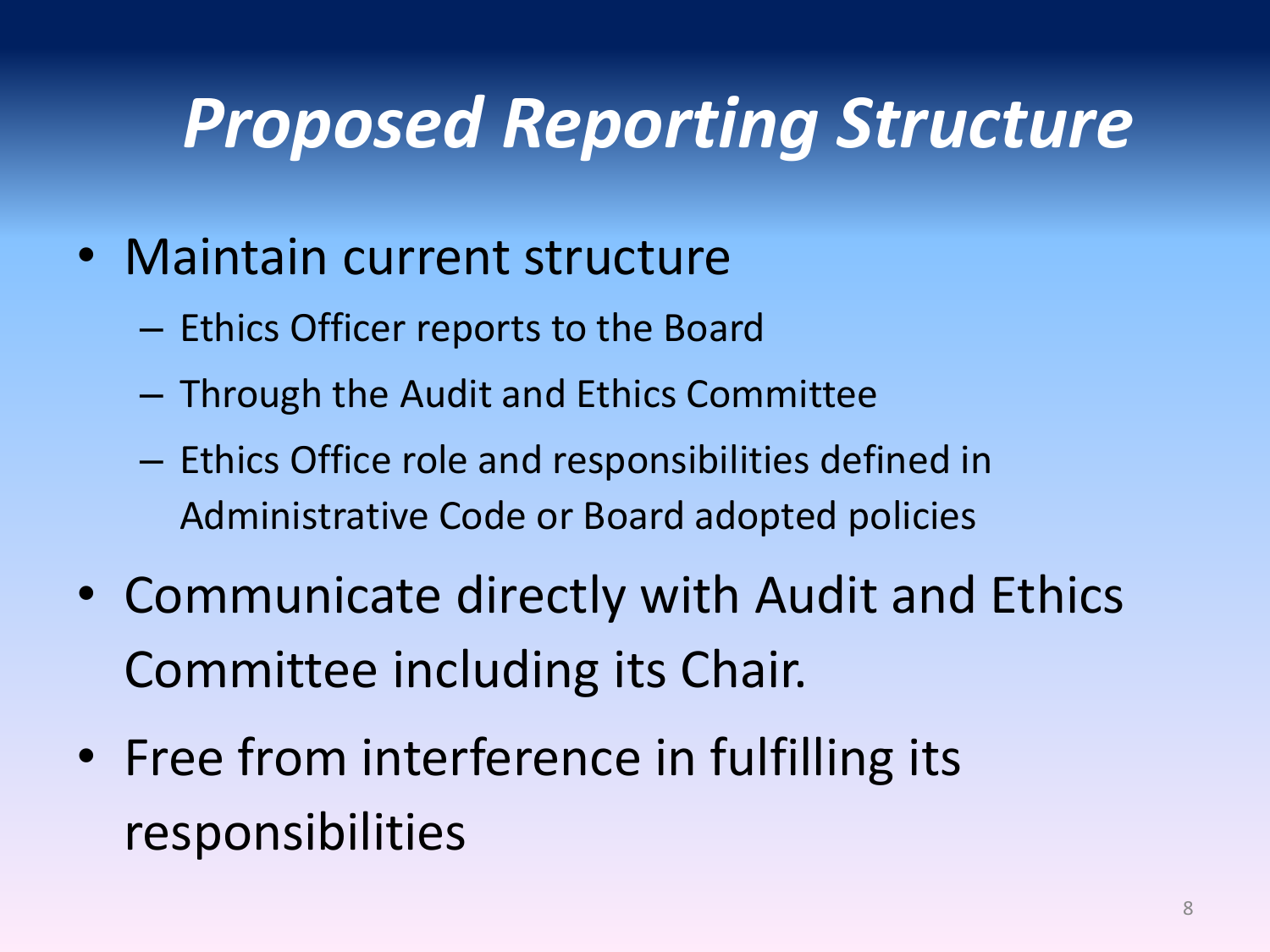# *Proposed Reporting Structure*

- Maintain current structure
  - Ethics Officer reports to the Board
  - Through the Audit and Ethics Committee
  - Ethics Office role and responsibilities defined in Administrative Code or Board adopted policies
- Communicate directly with Audit and Ethics Committee including its Chair.
- Free from interference in fulfilling its responsibilities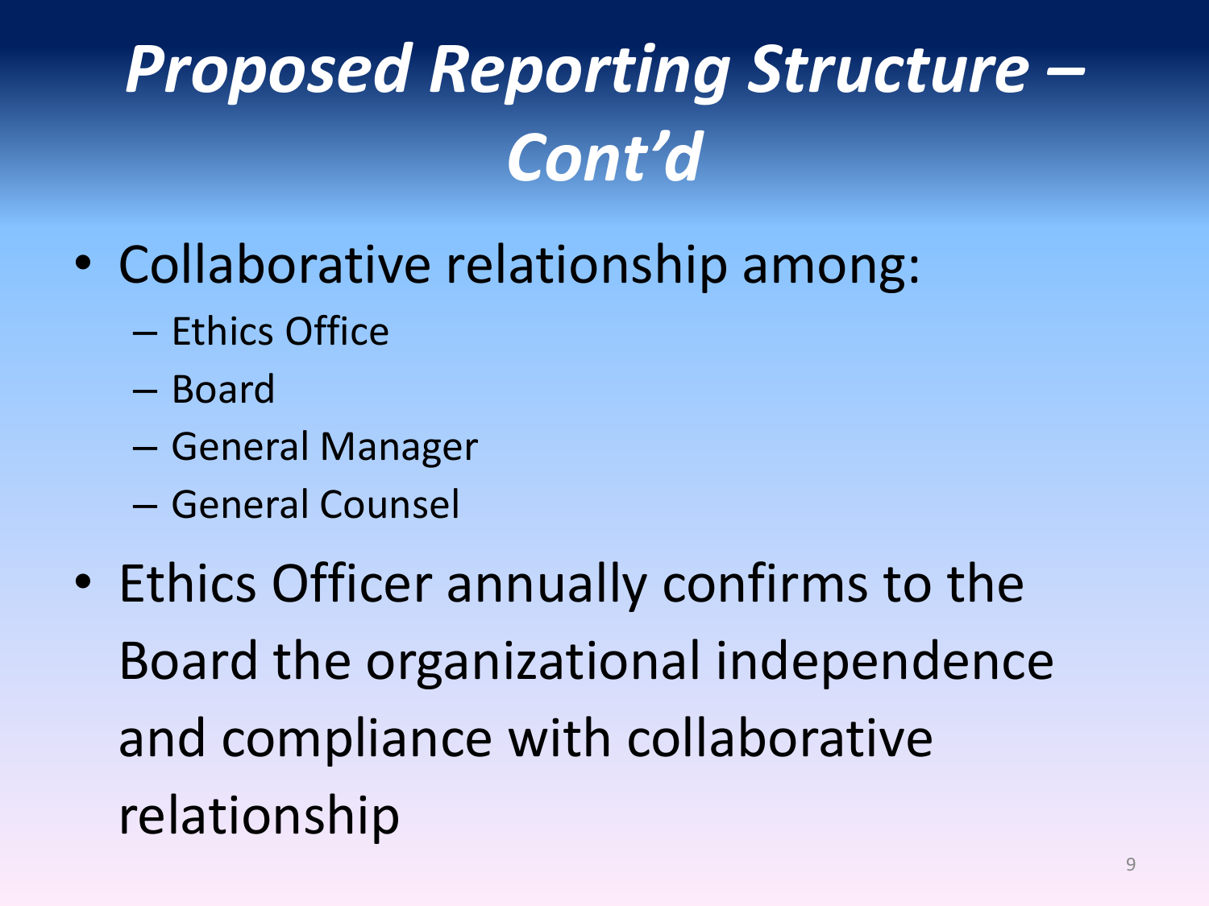# *Proposed Reporting Structure – Cont'd*

- Collaborative relationship among:
  - Ethics Office
  - Board
  - General Manager
  - General Counsel
- Ethics Officer annually confirms to the Board the organizational independence and compliance with collaborative relationship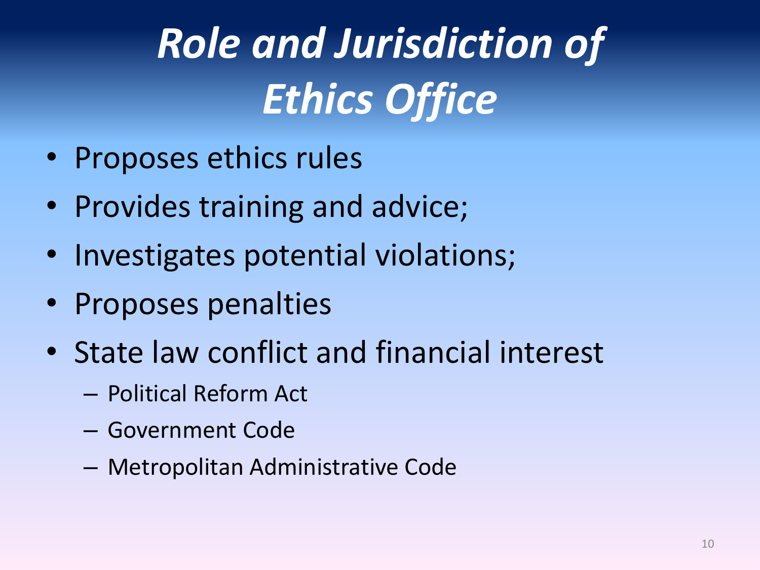# *Role and Jurisdiction of Ethics Office*

- Proposes ethics rules
- Provides training and advice;
- Investigates potential violations;
- Proposes penalties
- State law conflict and financial interest
  - Political Reform Act
  - Government Code
  - Metropolitan Administrative Code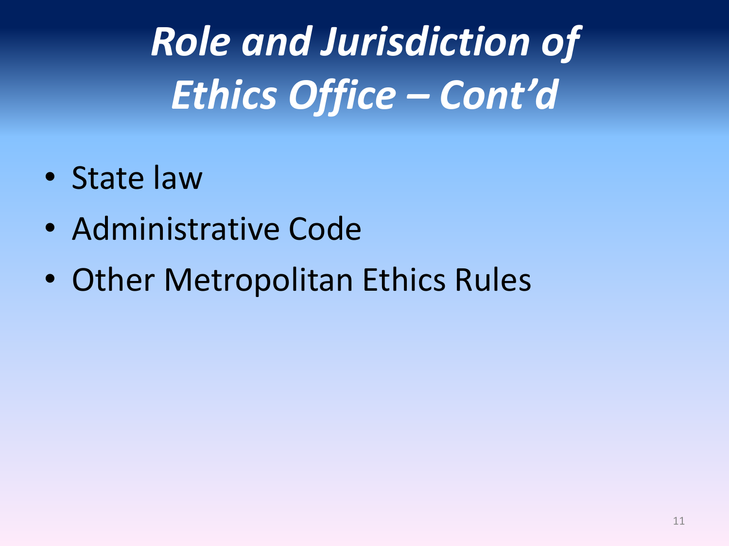# *Role and Jurisdiction of Ethics Office – Cont'd*

- State law
- Administrative Code
- Other Metropolitan Ethics Rules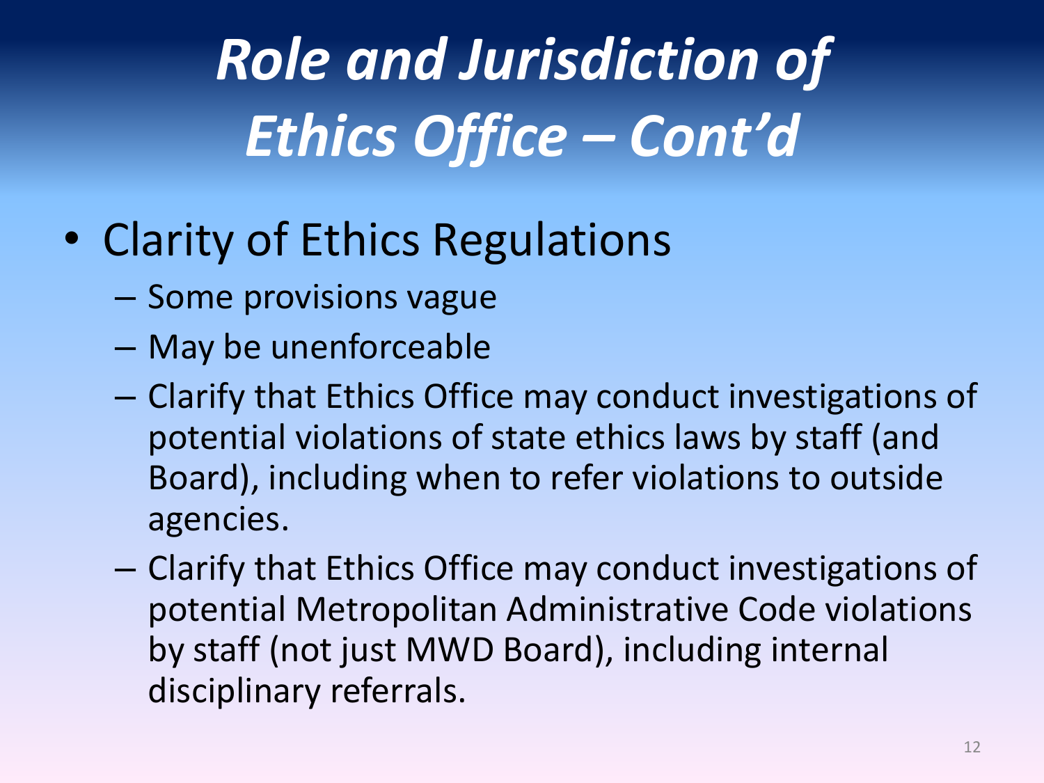# *Role and Jurisdiction of Ethics Office – Cont'd*

- Clarity of Ethics Regulations
  - Some provisions vague
  - May be unenforceable
  - Clarify that Ethics Office may conduct investigations of potential violations of state ethics laws by staff (and Board), including when to refer violations to outside agencies.
  - Clarify that Ethics Office may conduct investigations of potential Metropolitan Administrative Code violations by staff (not just MWD Board), including internal disciplinary referrals.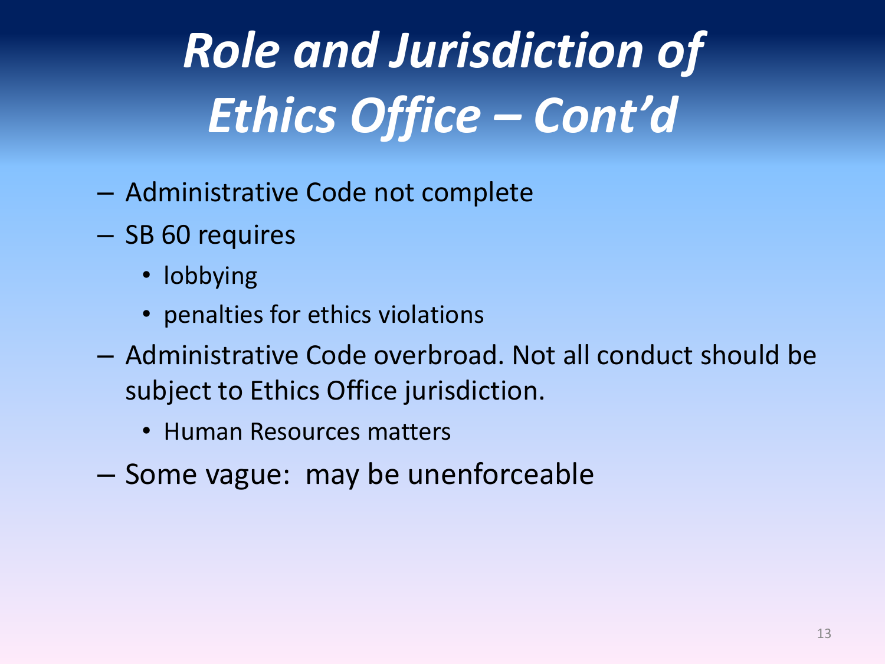# *Role and Jurisdiction of Ethics Office – Cont'd*

- Administrative Code not complete
- SB 60 requires
  - lobbying
  - penalties for ethics violations
- Administrative Code overbroad. Not all conduct should be subject to Ethics Office jurisdiction.
  - Human Resources matters
- Some vague:  may be unenforceable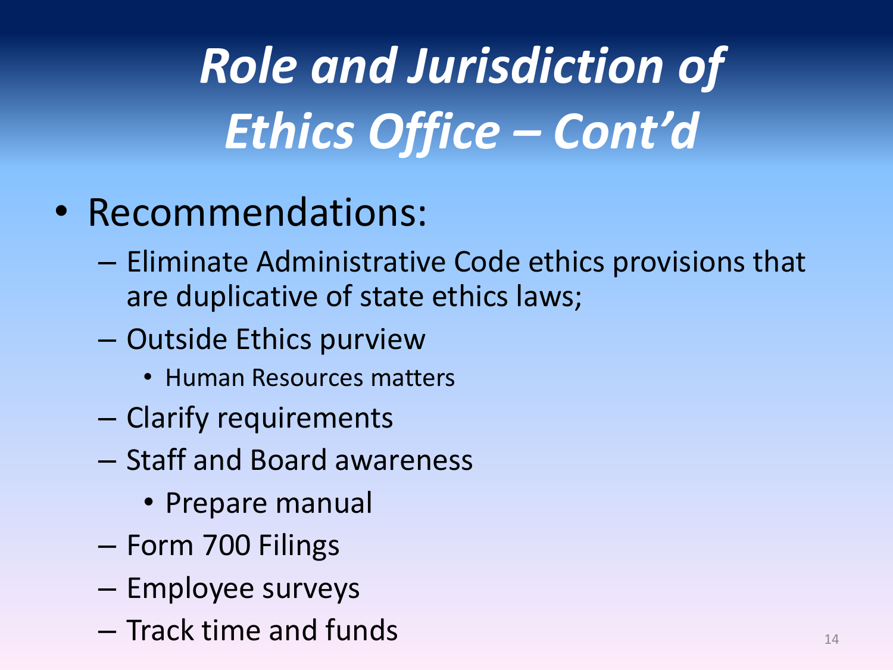# *Role and Jurisdiction of Ethics Office – Cont'd*

- Recommendations:
  - Eliminate Administrative Code ethics provisions that are duplicative of state ethics laws;
  - Outside Ethics purview
    - Human Resources matters
  - Clarify requirements
  - Staff and Board awareness
    - Prepare manual
  - Form 700 Filings
  - Employee surveys
  - Track time and funds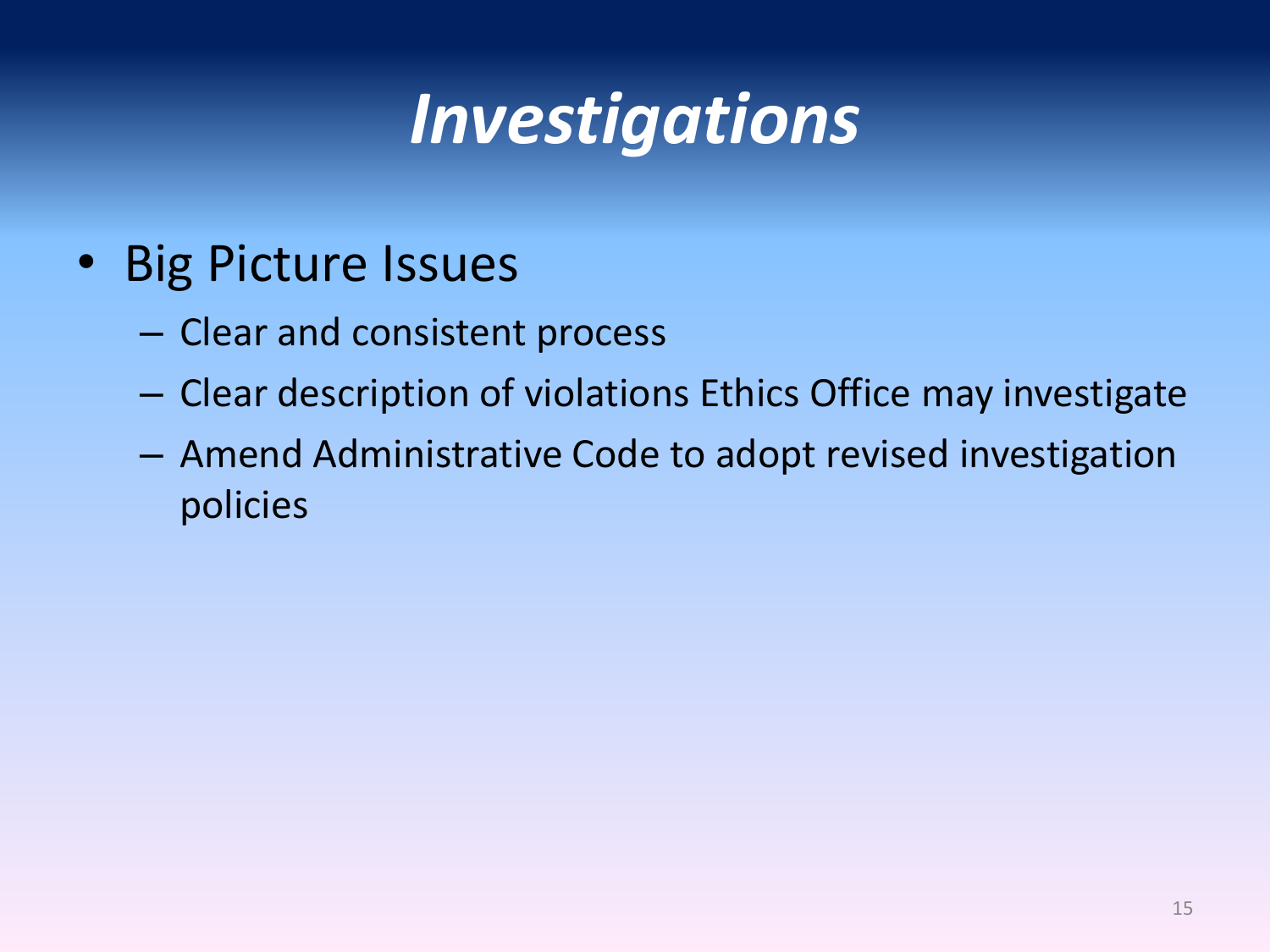# *Investigations*

- Big Picture Issues
  - Clear and consistent process
  - Clear description of violations Ethics Office may investigate
  - Amend Administrative Code to adopt revised investigation policies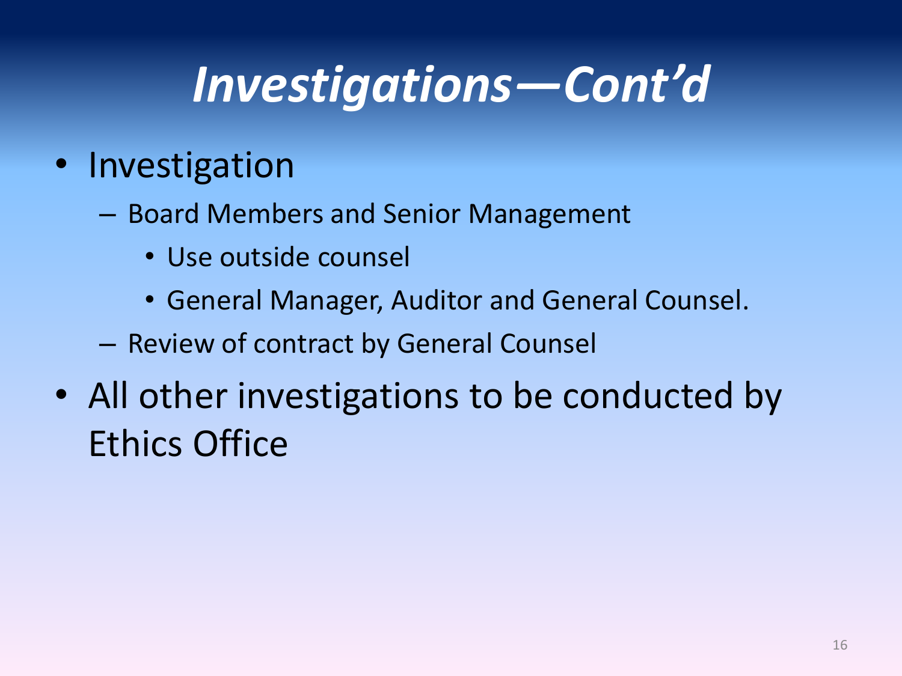# *Investigations—Cont'd*

- Investigation
  - Board Members and Senior Management
    - Use outside counsel
    - General Manager, Auditor and General Counsel.
  - Review of contract by General Counsel
- All other investigations to be conducted by Ethics Office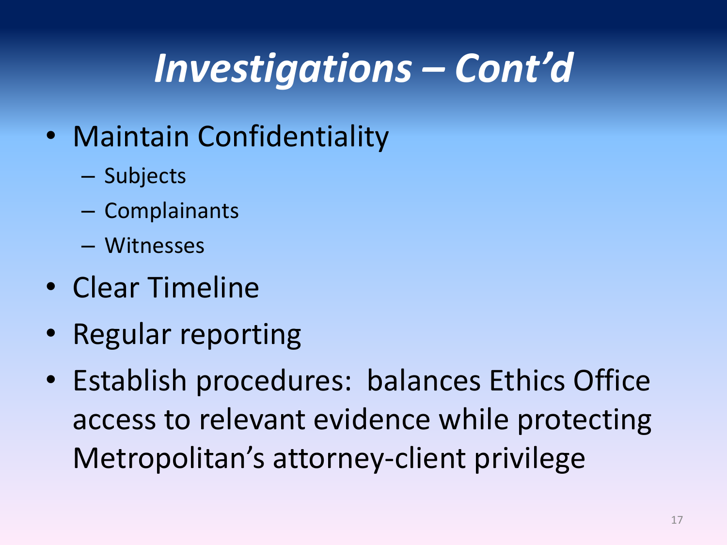# *Investigations – Cont'd*

- Maintain Confidentiality
  - Subjects
  - Complainants
  - Witnesses
- Clear Timeline
- Regular reporting
- Establish procedures: balances Ethics Office access to relevant evidence while protecting Metropolitan's attorney-client privilege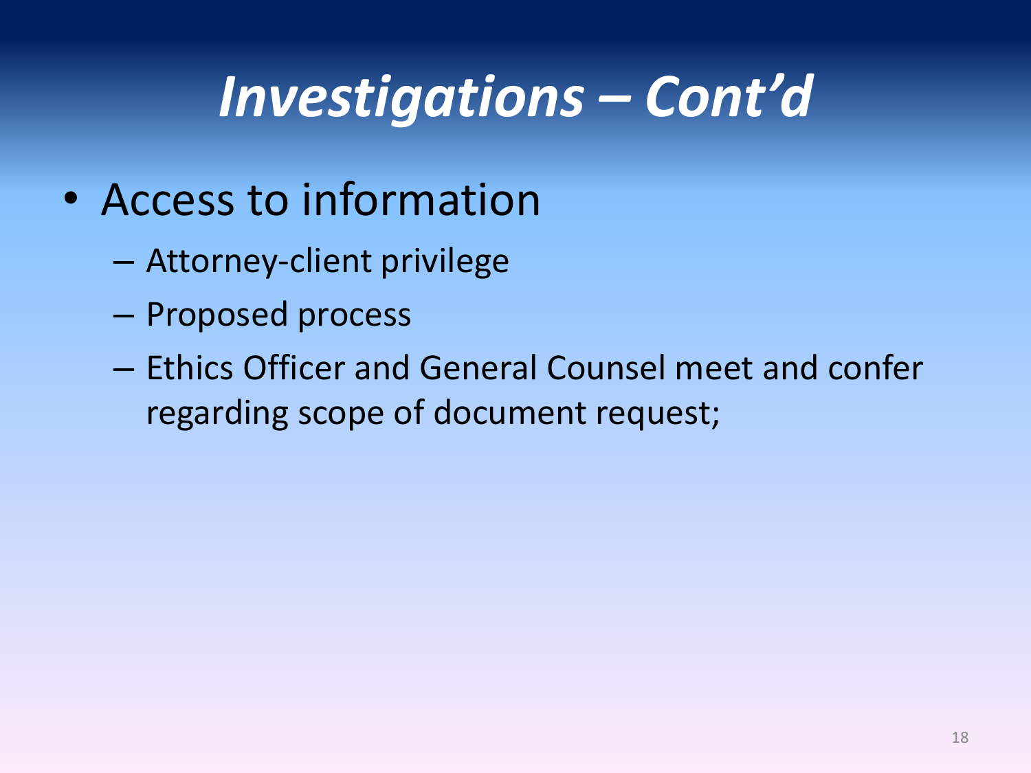# *Investigations – Cont'd*

- Access to information
  - Attorney-client privilege
  - Proposed process
  - Ethics Officer and General Counsel meet and confer regarding scope of document request;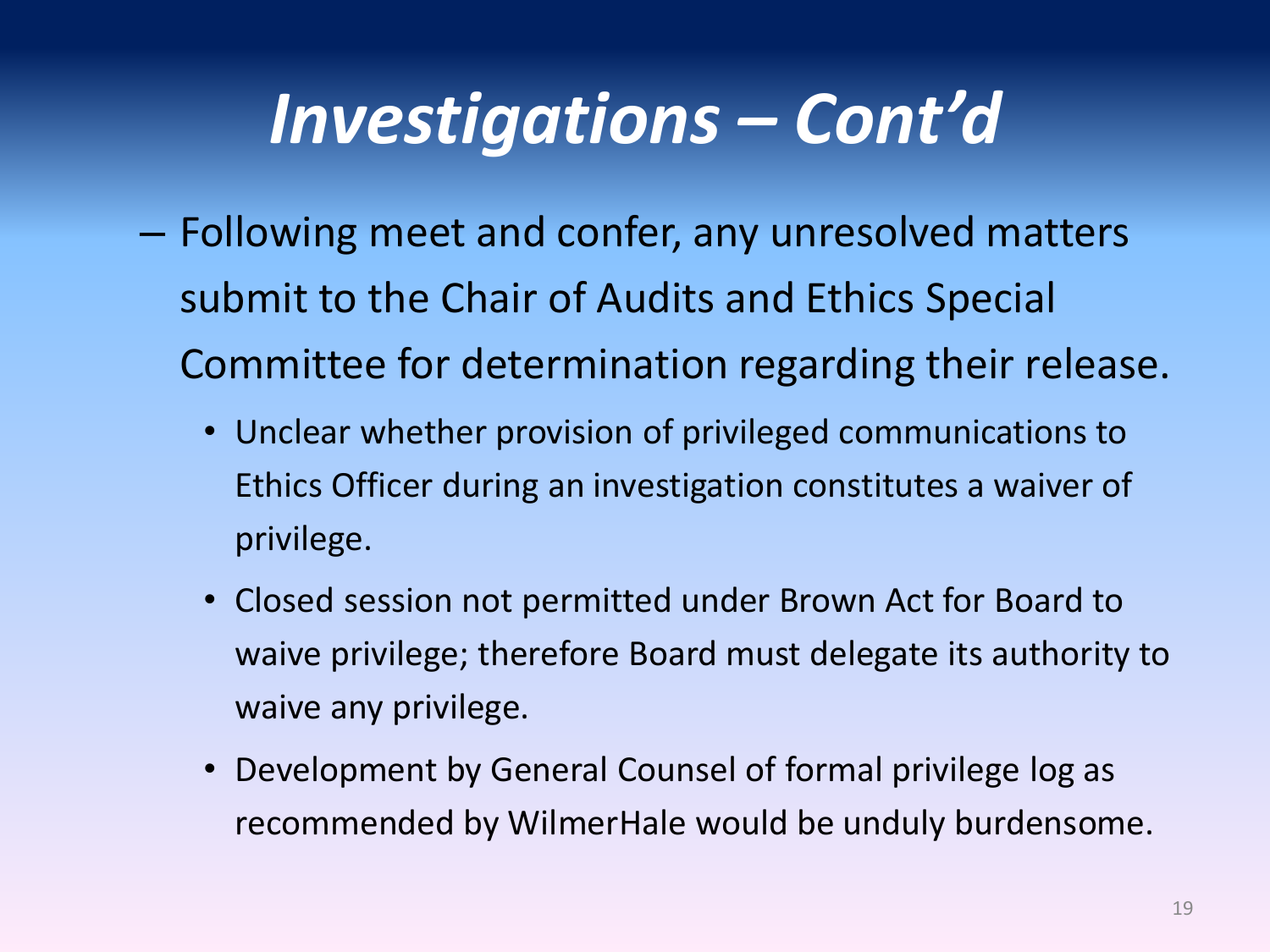# *Investigations – Cont'd*

- Following meet and confer, any unresolved matters submit to the Chair of Audits and Ethics Special Committee for determination regarding their release.
  - Unclear whether provision of privileged communications to Ethics Officer during an investigation constitutes a waiver of privilege.
  - Closed session not permitted under Brown Act for Board to waive privilege; therefore Board must delegate its authority to waive any privilege.
  - Development by General Counsel of formal privilege log as recommended by WilmerHale would be unduly burdensome.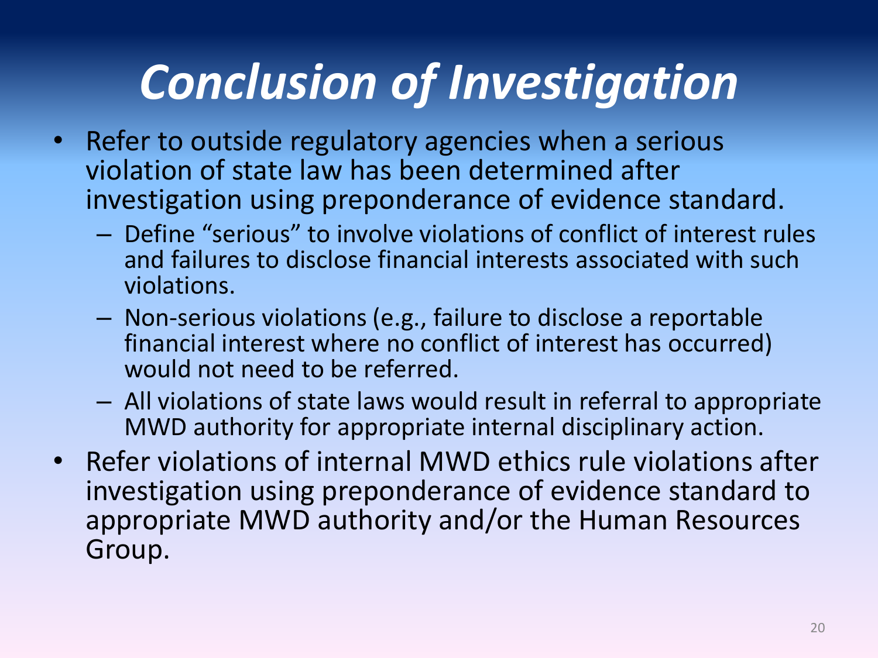# *Conclusion of Investigation*

- Refer to outside regulatory agencies when a serious violation of state law has been determined after investigation using preponderance of evidence standard.
  - Define "serious" to involve violations of conflict of interest rules and failures to disclose financial interests associated with such violations.
  - Non-serious violations (e.g., failure to disclose a reportable financial interest where no conflict of interest has occurred) would not need to be referred.
  - All violations of state laws would result in referral to appropriate MWD authority for appropriate internal disciplinary action.
- Refer violations of internal MWD ethics rule violations after investigation using preponderance of evidence standard to appropriate MWD authority and/or the Human Resources Group.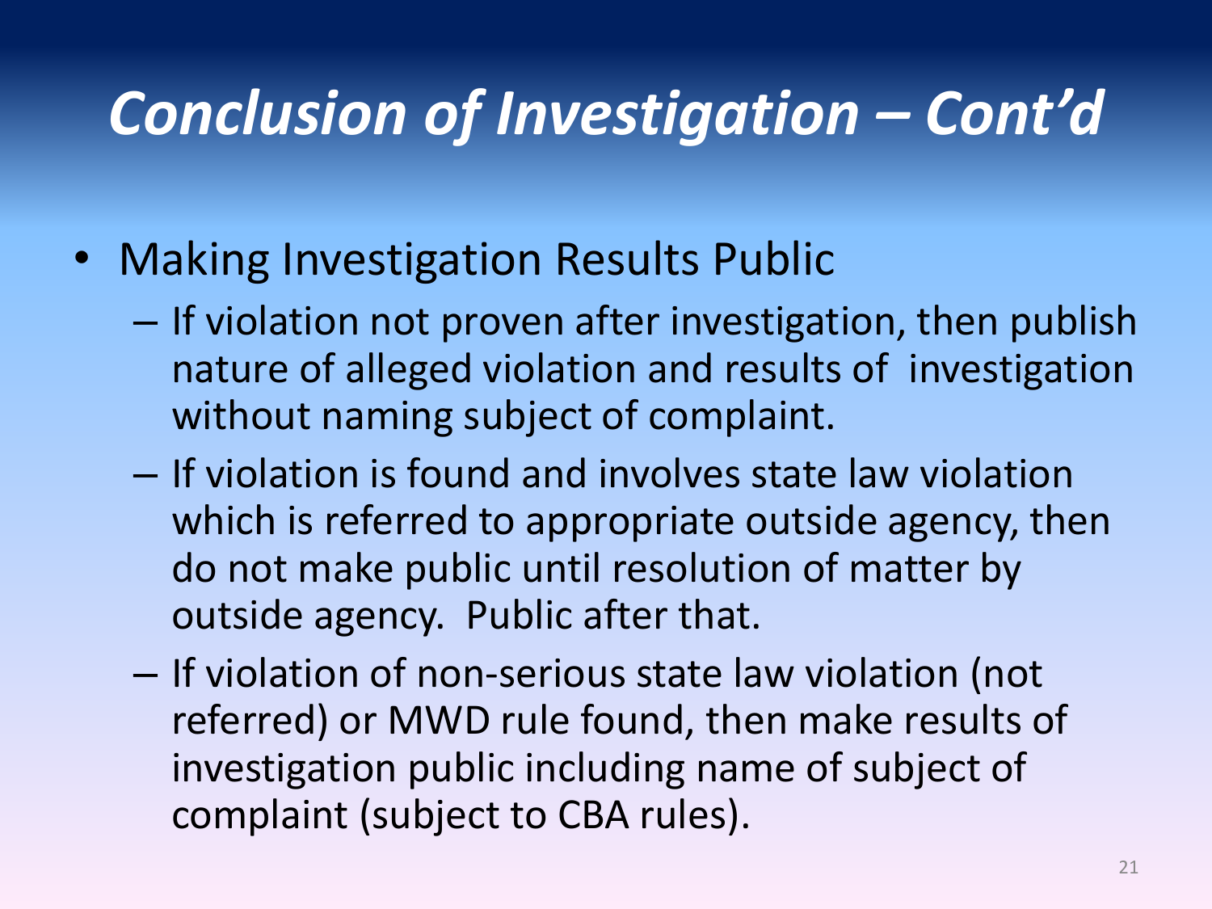# *Conclusion of Investigation – Cont'd*

- Making Investigation Results Public
  - If violation not proven after investigation, then publish nature of alleged violation and results of investigation without naming subject of complaint.
  - If violation is found and involves state law violation which is referred to appropriate outside agency, then do not make public until resolution of matter by outside agency. Public after that.
  - If violation of non-serious state law violation (not referred) or MWD rule found, then make results of investigation public including name of subject of complaint (subject to CBA rules).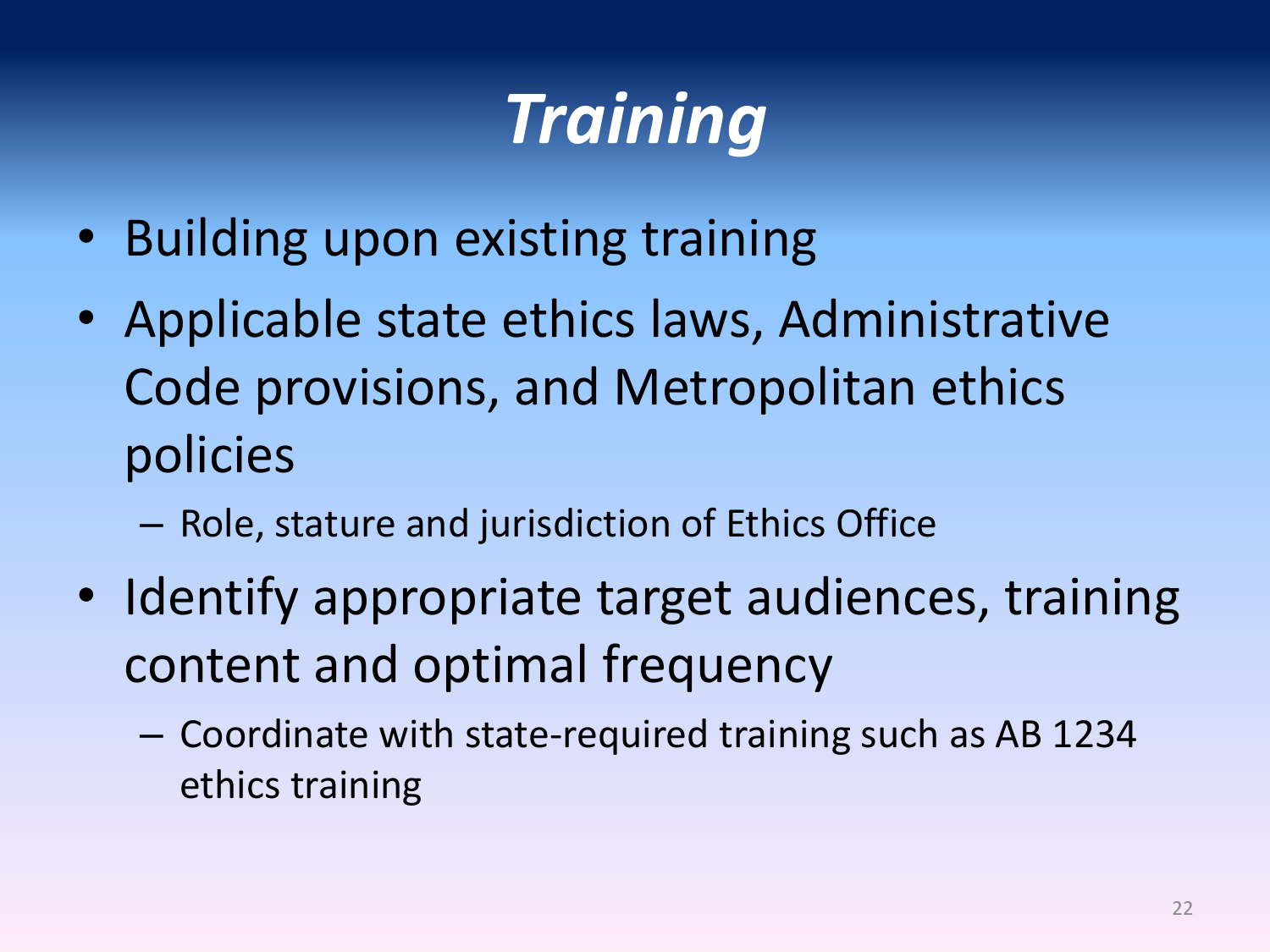# *Training*

- Building upon existing training
- Applicable state ethics laws, Administrative Code provisions, and Metropolitan ethics policies
  - Role, stature and jurisdiction of Ethics Office
- Identify appropriate target audiences, training content and optimal frequency
  - Coordinate with state-required training such as AB 1234 ethics training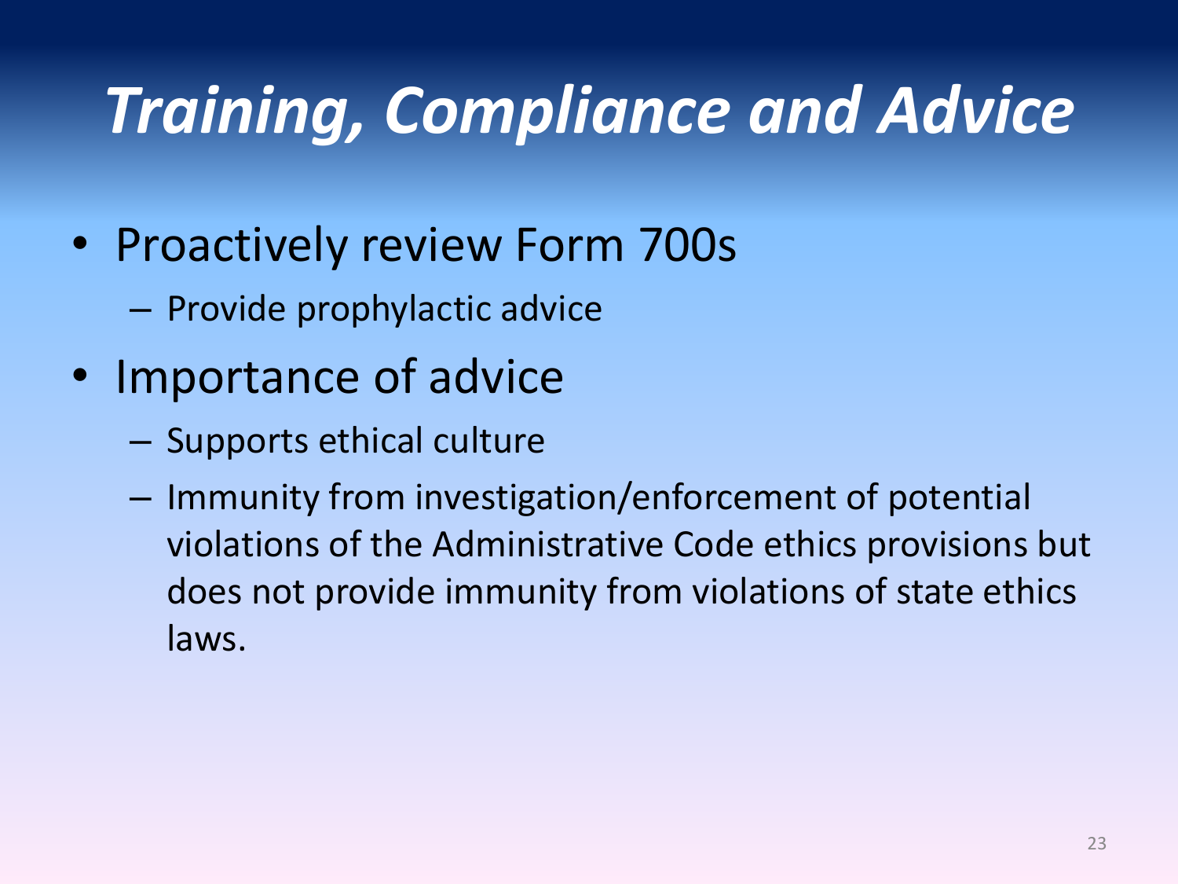# *Training, Compliance and Advice*

- Proactively review Form 700s
  - Provide prophylactic advice
- Importance of advice
  - Supports ethical culture
  - Immunity from investigation/enforcement of potential violations of the Administrative Code ethics provisions but does not provide immunity from violations of state ethics laws.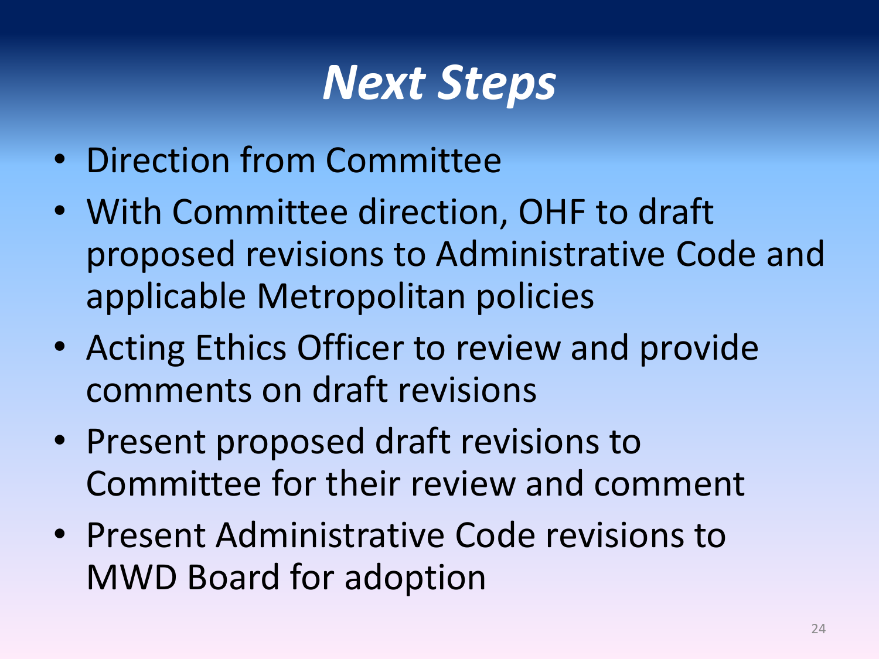# *Next Steps*

- Direction from Committee
- With Committee direction, OHF to draft proposed revisions to Administrative Code and applicable Metropolitan policies
- Acting Ethics Officer to review and provide comments on draft revisions
- Present proposed draft revisions to Committee for their review and comment
- Present Administrative Code revisions to MWD Board for adoption